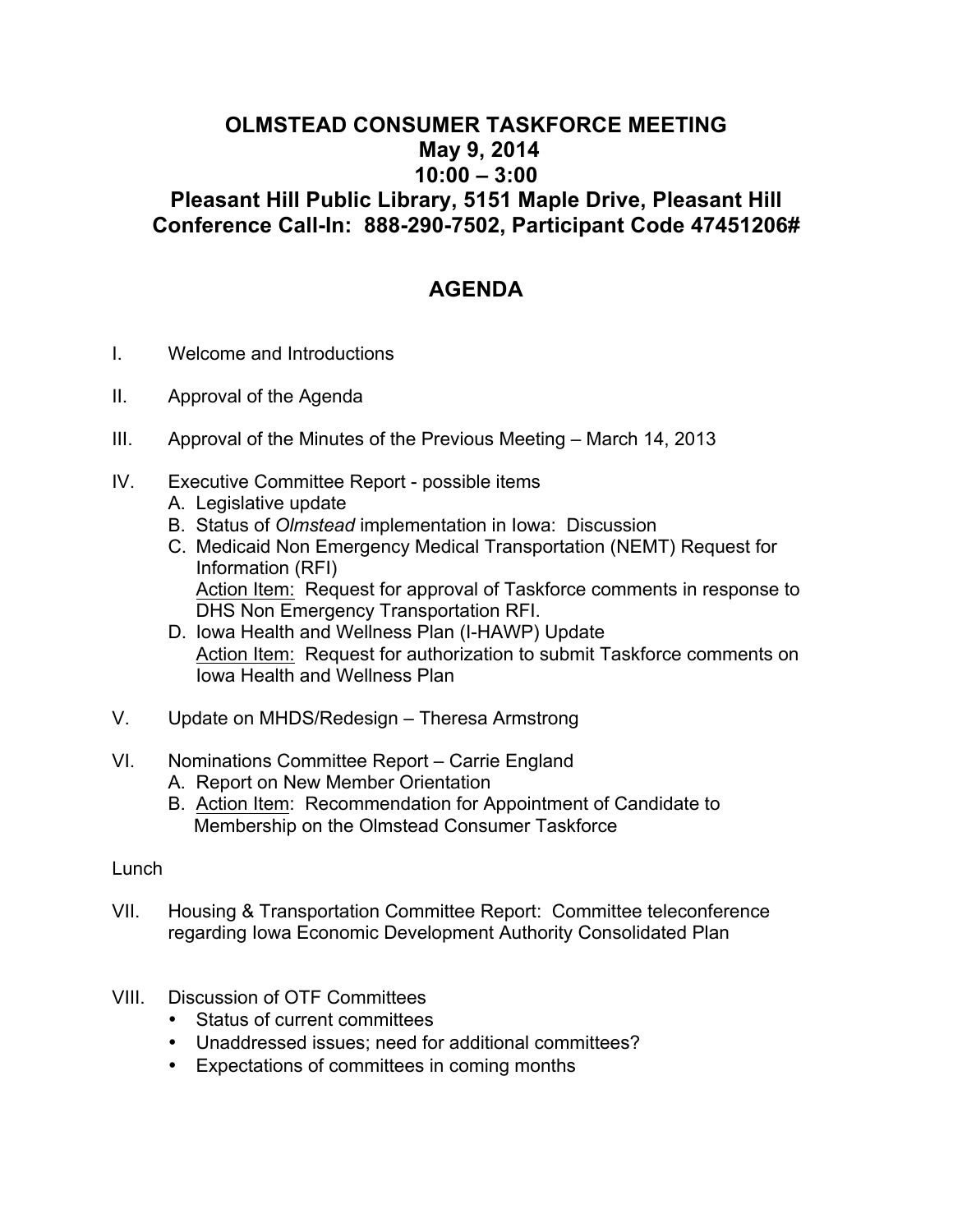# OLMSTEAD CONSUMER TASKFORCE MEETING

**May 9, 2014**

**10:00 – 3:00**

**Pleasant Hill Public Library, 5151 Maple Drive, Pleasant Hill**

**Conference Call-In: 888-290-7502, Participant Code 47451206#**

## AGENDA

I. Welcome and Introductions

II. Approval of the Agenda

III. Approval of the Minutes of the Previous Meeting – March 14, 2013

IV. Executive Committee Report - possible items
   - A. Legislative update
   - B. Status of *Olmstead* implementation in Iowa: Discussion
   - C. Medicaid Non Emergency Medical Transportation (NEMT) Request for Information (RFI)
     <u>Action Item:</u> Request for approval of Taskforce comments in response to DHS Non Emergency Transportation RFI.
   - D. Iowa Health and Wellness Plan (I-HAWP) Update
     <u>Action Item:</u> Request for authorization to submit Taskforce comments on Iowa Health and Wellness Plan

V. Update on MHDS/Redesign – Theresa Armstrong

VI. Nominations Committee Report – Carrie England
   - A. Report on New Member Orientation
   - B. <u>Action Item</u>: Recommendation for Appointment of Candidate to Membership on the Olmstead Consumer Taskforce

Lunch

VII. Housing & Transportation Committee Report: Committee teleconference regarding Iowa Economic Development Authority Consolidated Plan

VIII. Discussion of OTF Committees
   - Status of current committees
   - Unaddressed issues; need for additional committees?
   - Expectations of committees in coming months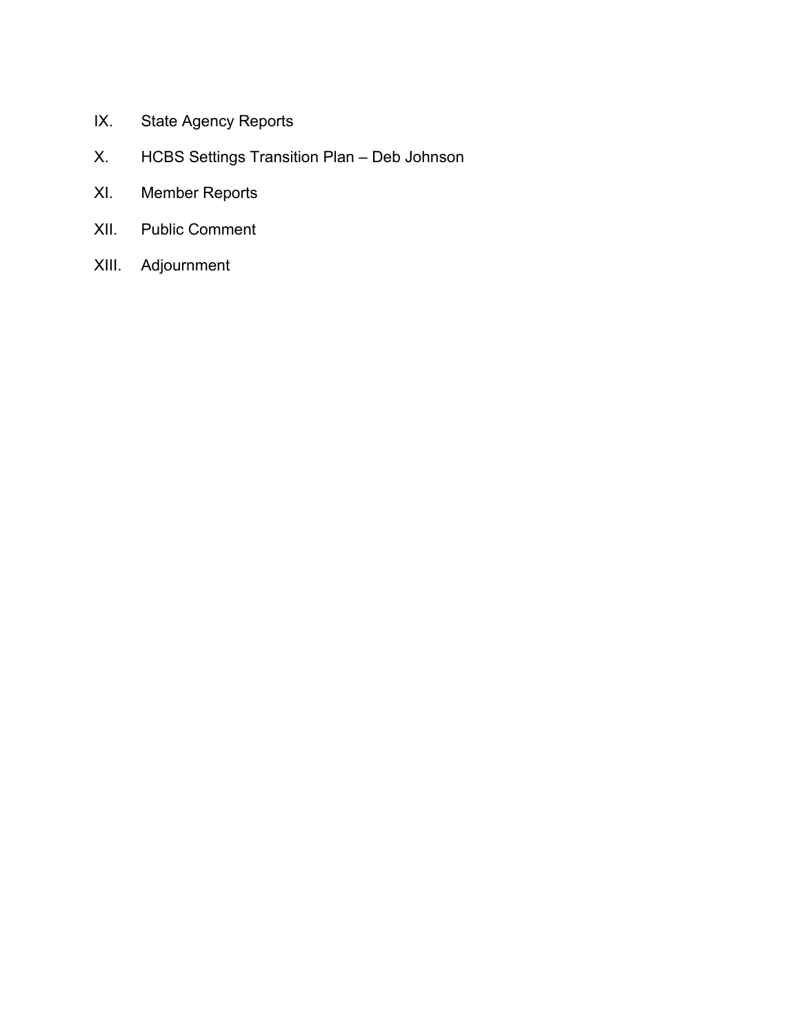IX. State Agency Reports

X. HCBS Settings Transition Plan – Deb Johnson

XI. Member Reports

XII. Public Comment

XIII. Adjournment